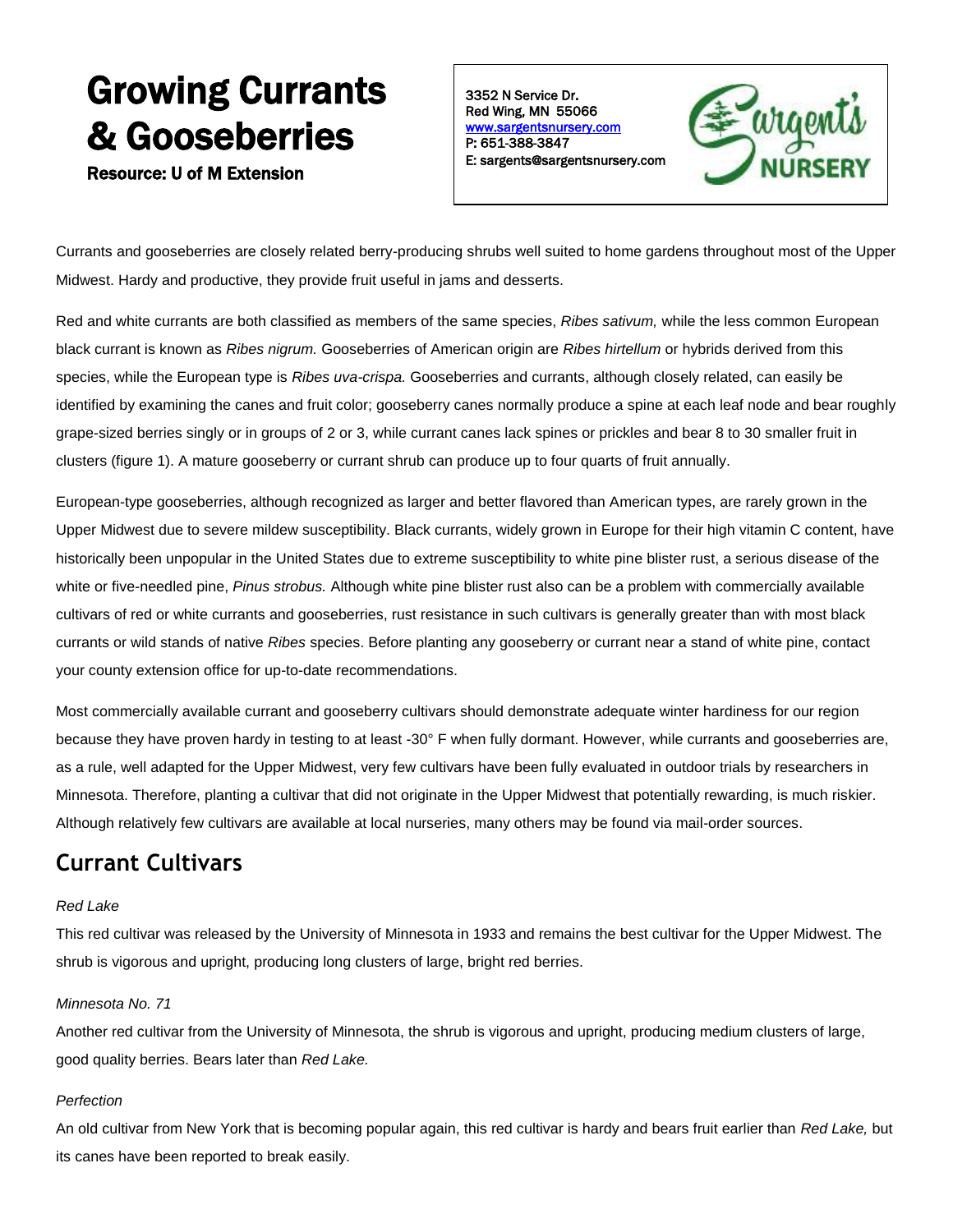# Growing Currants & Gooseberries

**Resource: U of M Extension**

3352 N Service Dr.
Red Wing, MN 55066
www.sargentsnursery.com
P: 651-388-3847
E: sargents@sargentsnursery.com

Currants and gooseberries are closely related berry-producing shrubs well suited to home gardens throughout most of the Upper Midwest. Hardy and productive, they provide fruit useful in jams and desserts.

Red and white currants are both classified as members of the same species, *Ribes sativum,* while the less common European black currant is known as *Ribes nigrum.* Gooseberries of American origin are *Ribes hirtellum* or hybrids derived from this species, while the European type is *Ribes uva-crispa.* Gooseberries and currants, although closely related, can easily be identified by examining the canes and fruit color; gooseberry canes normally produce a spine at each leaf node and bear roughly grape-sized berries singly or in groups of 2 or 3, while currant canes lack spines or prickles and bear 8 to 30 smaller fruit in clusters (figure 1). A mature gooseberry or currant shrub can produce up to four quarts of fruit annually.

European-type gooseberries, although recognized as larger and better flavored than American types, are rarely grown in the Upper Midwest due to severe mildew susceptibility. Black currants, widely grown in Europe for their high vitamin C content, have historically been unpopular in the United States due to extreme susceptibility to white pine blister rust, a serious disease of the white or five-needled pine, *Pinus strobus.* Although white pine blister rust also can be a problem with commercially available cultivars of red or white currants and gooseberries, rust resistance in such cultivars is generally greater than with most black currants or wild stands of native *Ribes* species. Before planting any gooseberry or currant near a stand of white pine, contact your county extension office for up-to-date recommendations.

Most commercially available currant and gooseberry cultivars should demonstrate adequate winter hardiness for our region because they have proven hardy in testing to at least -30° F when fully dormant. However, while currants and gooseberries are, as a rule, well adapted for the Upper Midwest, very few cultivars have been fully evaluated in outdoor trials by researchers in Minnesota. Therefore, planting a cultivar that did not originate in the Upper Midwest that potentially rewarding, is much riskier. Although relatively few cultivars are available at local nurseries, many others may be found via mail-order sources.

## Currant Cultivars

*Red Lake*

This red cultivar was released by the University of Minnesota in 1933 and remains the best cultivar for the Upper Midwest. The shrub is vigorous and upright, producing long clusters of large, bright red berries.

*Minnesota No. 71*

Another red cultivar from the University of Minnesota, the shrub is vigorous and upright, producing medium clusters of large, good quality berries. Bears later than *Red Lake.*

*Perfection*

An old cultivar from New York that is becoming popular again, this red cultivar is hardy and bears fruit earlier than *Red Lake,* but its canes have been reported to break easily.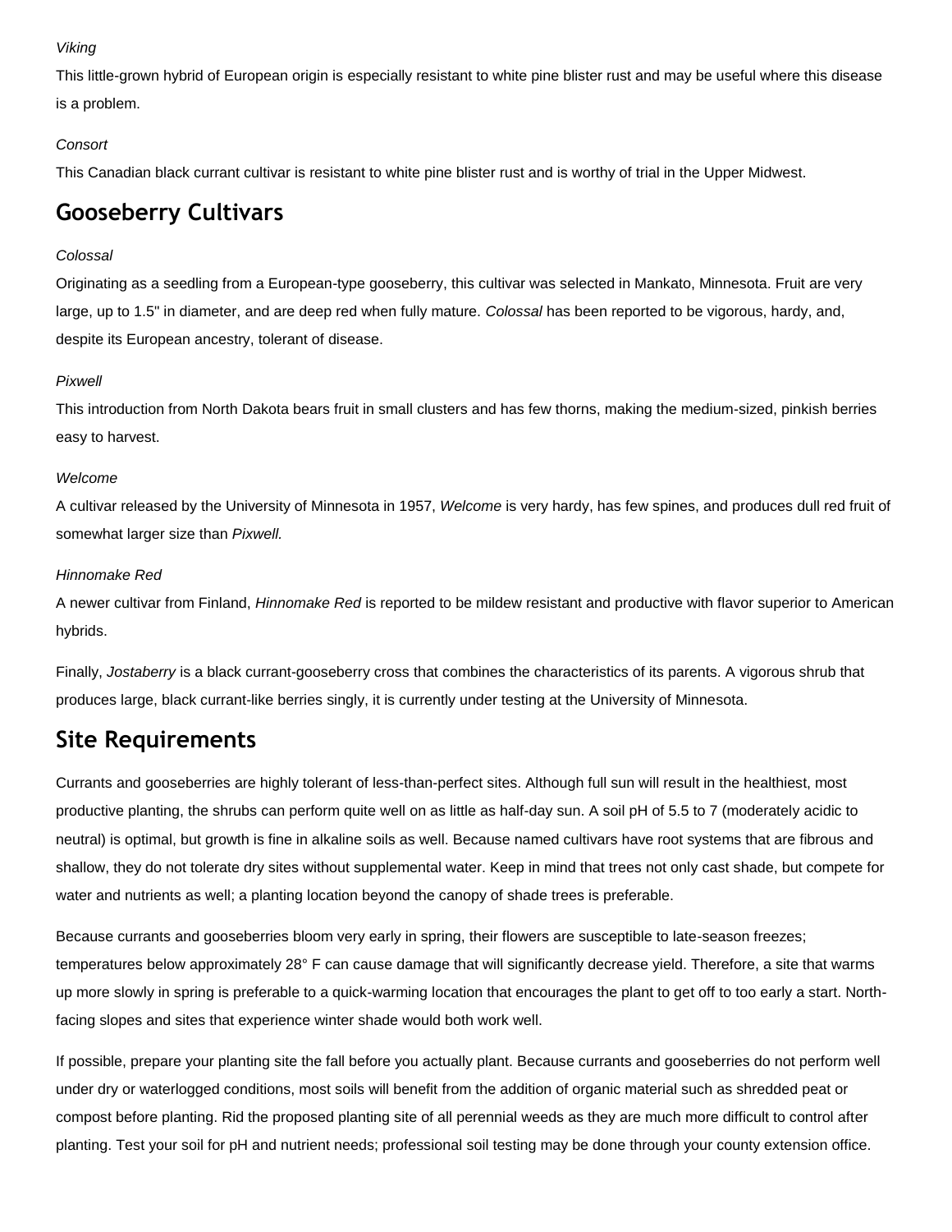*Viking*

This little-grown hybrid of European origin is especially resistant to white pine blister rust and may be useful where this disease is a problem.

*Consort*

This Canadian black currant cultivar is resistant to white pine blister rust and is worthy of trial in the Upper Midwest.

## Gooseberry Cultivars

*Colossal*

Originating as a seedling from a European-type gooseberry, this cultivar was selected in Mankato, Minnesota. Fruit are very large, up to 1.5" in diameter, and are deep red when fully mature. *Colossal* has been reported to be vigorous, hardy, and, despite its European ancestry, tolerant of disease.

*Pixwell*

This introduction from North Dakota bears fruit in small clusters and has few thorns, making the medium-sized, pinkish berries easy to harvest.

*Welcome*

A cultivar released by the University of Minnesota in 1957, *Welcome* is very hardy, has few spines, and produces dull red fruit of somewhat larger size than *Pixwell.*

*Hinnomake Red*

A newer cultivar from Finland, *Hinnomake Red* is reported to be mildew resistant and productive with flavor superior to American hybrids.

Finally, *Jostaberry* is a black currant-gooseberry cross that combines the characteristics of its parents. A vigorous shrub that produces large, black currant-like berries singly, it is currently under testing at the University of Minnesota.

## Site Requirements

Currants and gooseberries are highly tolerant of less-than-perfect sites. Although full sun will result in the healthiest, most productive planting, the shrubs can perform quite well on as little as half-day sun. A soil pH of 5.5 to 7 (moderately acidic to neutral) is optimal, but growth is fine in alkaline soils as well. Because named cultivars have root systems that are fibrous and shallow, they do not tolerate dry sites without supplemental water. Keep in mind that trees not only cast shade, but compete for water and nutrients as well; a planting location beyond the canopy of shade trees is preferable.

Because currants and gooseberries bloom very early in spring, their flowers are susceptible to late-season freezes; temperatures below approximately 28° F can cause damage that will significantly decrease yield. Therefore, a site that warms up more slowly in spring is preferable to a quick-warming location that encourages the plant to get off to too early a start. North-facing slopes and sites that experience winter shade would both work well.

If possible, prepare your planting site the fall before you actually plant. Because currants and gooseberries do not perform well under dry or waterlogged conditions, most soils will benefit from the addition of organic material such as shredded peat or compost before planting. Rid the proposed planting site of all perennial weeds as they are much more difficult to control after planting. Test your soil for pH and nutrient needs; professional soil testing may be done through your county extension office.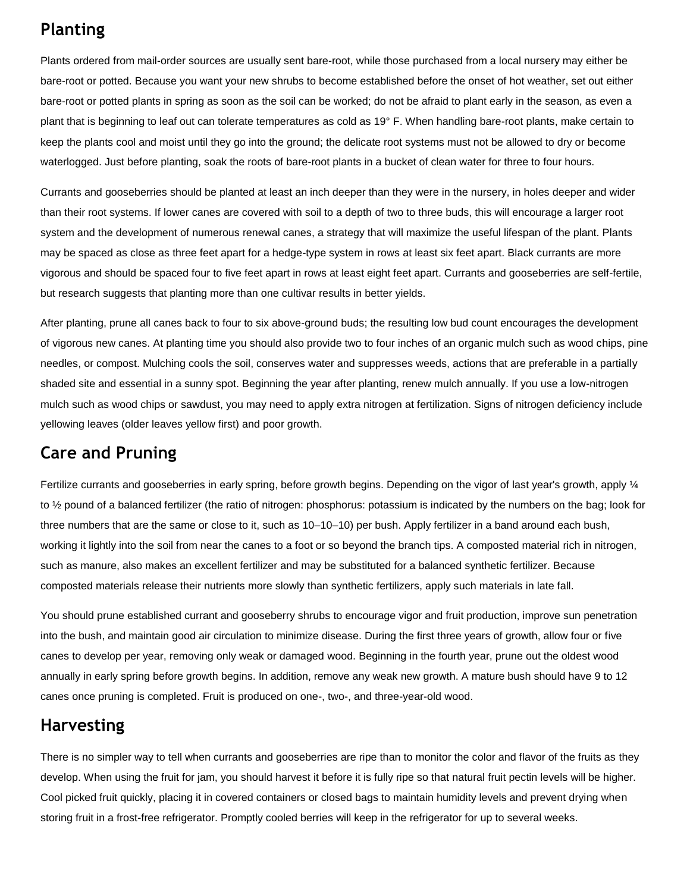## Planting

Plants ordered from mail-order sources are usually sent bare-root, while those purchased from a local nursery may either be bare-root or potted. Because you want your new shrubs to become established before the onset of hot weather, set out either bare-root or potted plants in spring as soon as the soil can be worked; do not be afraid to plant early in the season, as even a plant that is beginning to leaf out can tolerate temperatures as cold as 19° F. When handling bare-root plants, make certain to keep the plants cool and moist until they go into the ground; the delicate root systems must not be allowed to dry or become waterlogged. Just before planting, soak the roots of bare-root plants in a bucket of clean water for three to four hours.

Currants and gooseberries should be planted at least an inch deeper than they were in the nursery, in holes deeper and wider than their root systems. If lower canes are covered with soil to a depth of two to three buds, this will encourage a larger root system and the development of numerous renewal canes, a strategy that will maximize the useful lifespan of the plant. Plants may be spaced as close as three feet apart for a hedge-type system in rows at least six feet apart. Black currants are more vigorous and should be spaced four to five feet apart in rows at least eight feet apart. Currants and gooseberries are self-fertile, but research suggests that planting more than one cultivar results in better yields.

After planting, prune all canes back to four to six above-ground buds; the resulting low bud count encourages the development of vigorous new canes. At planting time you should also provide two to four inches of an organic mulch such as wood chips, pine needles, or compost. Mulching cools the soil, conserves water and suppresses weeds, actions that are preferable in a partially shaded site and essential in a sunny spot. Beginning the year after planting, renew mulch annually. If you use a low-nitrogen mulch such as wood chips or sawdust, you may need to apply extra nitrogen at fertilization. Signs of nitrogen deficiency include yellowing leaves (older leaves yellow first) and poor growth.

## Care and Pruning

Fertilize currants and gooseberries in early spring, before growth begins. Depending on the vigor of last year's growth, apply ¼ to ½ pound of a balanced fertilizer (the ratio of nitrogen: phosphorus: potassium is indicated by the numbers on the bag; look for three numbers that are the same or close to it, such as 10–10–10) per bush. Apply fertilizer in a band around each bush, working it lightly into the soil from near the canes to a foot or so beyond the branch tips. A composted material rich in nitrogen, such as manure, also makes an excellent fertilizer and may be substituted for a balanced synthetic fertilizer. Because composted materials release their nutrients more slowly than synthetic fertilizers, apply such materials in late fall.

You should prune established currant and gooseberry shrubs to encourage vigor and fruit production, improve sun penetration into the bush, and maintain good air circulation to minimize disease. During the first three years of growth, allow four or five canes to develop per year, removing only weak or damaged wood. Beginning in the fourth year, prune out the oldest wood annually in early spring before growth begins. In addition, remove any weak new growth. A mature bush should have 9 to 12 canes once pruning is completed. Fruit is produced on one-, two-, and three-year-old wood.

## Harvesting

There is no simpler way to tell when currants and gooseberries are ripe than to monitor the color and flavor of the fruits as they develop. When using the fruit for jam, you should harvest it before it is fully ripe so that natural fruit pectin levels will be higher. Cool picked fruit quickly, placing it in covered containers or closed bags to maintain humidity levels and prevent drying when storing fruit in a frost-free refrigerator. Promptly cooled berries will keep in the refrigerator for up to several weeks.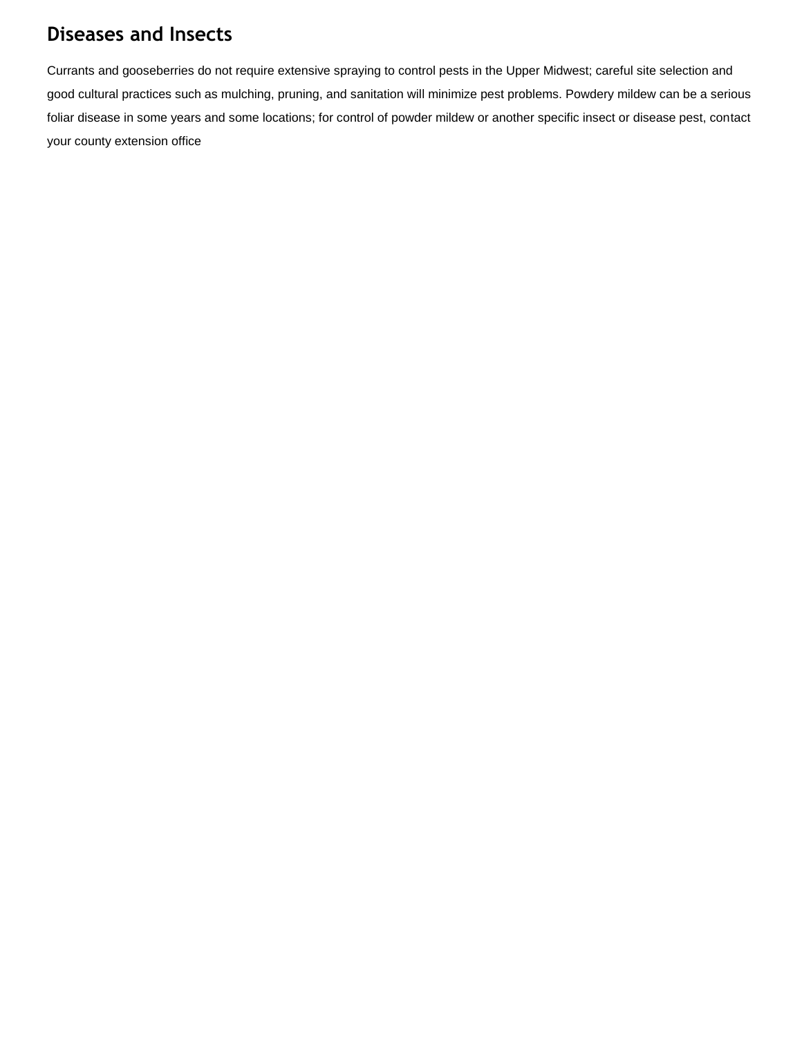## Diseases and Insects

Currants and gooseberries do not require extensive spraying to control pests in the Upper Midwest; careful site selection and good cultural practices such as mulching, pruning, and sanitation will minimize pest problems. Powdery mildew can be a serious foliar disease in some years and some locations; for control of powder mildew or another specific insect or disease pest, contact your county extension office